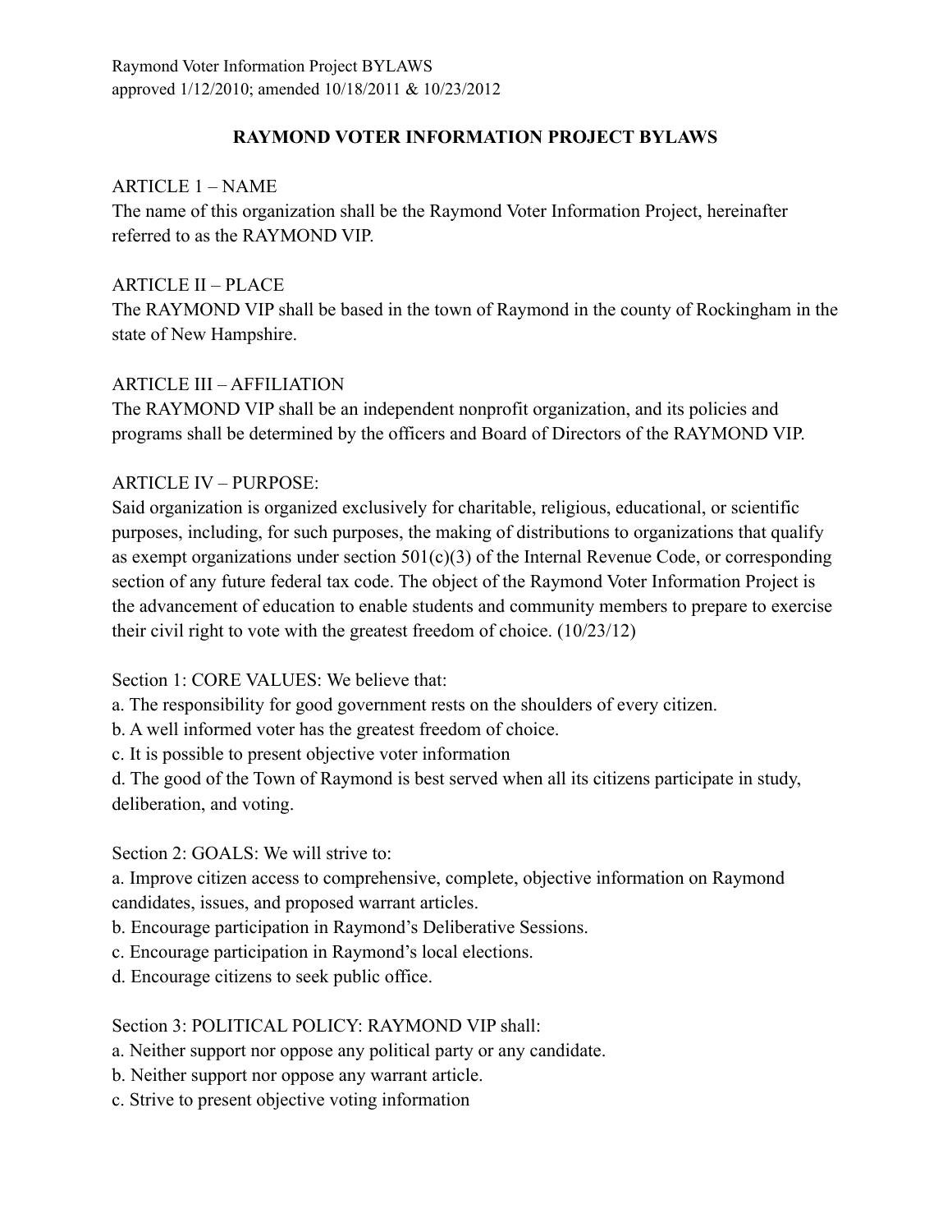Raymond Voter Information Project BYLAWS
approved 1/12/2010; amended 10/18/2011 & 10/23/2012

# RAYMOND VOTER INFORMATION PROJECT BYLAWS

## ARTICLE 1 – NAME

The name of this organization shall be the Raymond Voter Information Project, hereinafter referred to as the RAYMOND VIP.

## ARTICLE II – PLACE

The RAYMOND VIP shall be based in the town of Raymond in the county of Rockingham in the state of New Hampshire.

## ARTICLE III – AFFILIATION

The RAYMOND VIP shall be an independent nonprofit organization, and its policies and programs shall be determined by the officers and Board of Directors of the RAYMOND VIP.

## ARTICLE IV – PURPOSE:

Said organization is organized exclusively for charitable, religious, educational, or scientific purposes, including, for such purposes, the making of distributions to organizations that qualify as exempt organizations under section 501(c)(3) of the Internal Revenue Code, or corresponding section of any future federal tax code. The object of the Raymond Voter Information Project is the advancement of education to enable students and community members to prepare to exercise their civil right to vote with the greatest freedom of choice. (10/23/12)

Section 1: CORE VALUES: We believe that:

a. The responsibility for good government rests on the shoulders of every citizen.
b. A well informed voter has the greatest freedom of choice.
c. It is possible to present objective voter information
d. The good of the Town of Raymond is best served when all its citizens participate in study, deliberation, and voting.

Section 2: GOALS: We will strive to:

a. Improve citizen access to comprehensive, complete, objective information on Raymond candidates, issues, and proposed warrant articles.
b. Encourage participation in Raymond's Deliberative Sessions.
c. Encourage participation in Raymond's local elections.
d. Encourage citizens to seek public office.

Section 3: POLITICAL POLICY: RAYMOND VIP shall:

a. Neither support nor oppose any political party or any candidate.
b. Neither support nor oppose any warrant article.
c. Strive to present objective voting information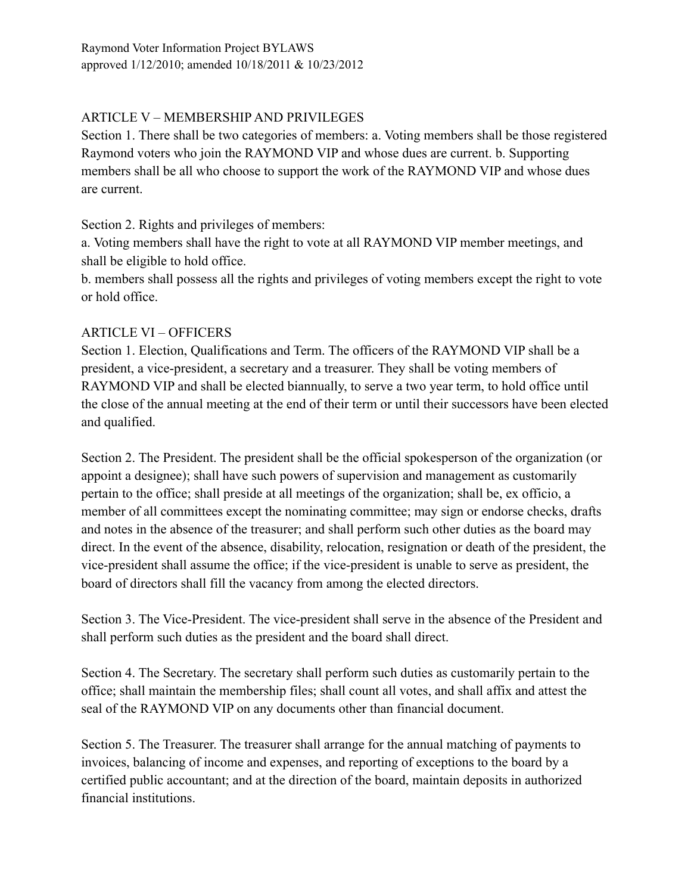Raymond Voter Information Project BYLAWS
approved 1/12/2010; amended 10/18/2011 & 10/23/2012

## ARTICLE V – MEMBERSHIP AND PRIVILEGES

Section 1. There shall be two categories of members: a. Voting members shall be those registered Raymond voters who join the RAYMOND VIP and whose dues are current. b. Supporting members shall be all who choose to support the work of the RAYMOND VIP and whose dues are current.

Section 2. Rights and privileges of members:

a. Voting members shall have the right to vote at all RAYMOND VIP member meetings, and shall be eligible to hold office.

b. members shall possess all the rights and privileges of voting members except the right to vote or hold office.

## ARTICLE VI – OFFICERS

Section 1. Election, Qualifications and Term. The officers of the RAYMOND VIP shall be a president, a vice-president, a secretary and a treasurer. They shall be voting members of RAYMOND VIP and shall be elected biannually, to serve a two year term, to hold office until the close of the annual meeting at the end of their term or until their successors have been elected and qualified.

Section 2. The President. The president shall be the official spokesperson of the organization (or appoint a designee); shall have such powers of supervision and management as customarily pertain to the office; shall preside at all meetings of the organization; shall be, ex officio, a member of all committees except the nominating committee; may sign or endorse checks, drafts and notes in the absence of the treasurer; and shall perform such other duties as the board may direct. In the event of the absence, disability, relocation, resignation or death of the president, the vice-president shall assume the office; if the vice-president is unable to serve as president, the board of directors shall fill the vacancy from among the elected directors.

Section 3. The Vice-President. The vice-president shall serve in the absence of the President and shall perform such duties as the president and the board shall direct.

Section 4. The Secretary. The secretary shall perform such duties as customarily pertain to the office; shall maintain the membership files; shall count all votes, and shall affix and attest the seal of the RAYMOND VIP on any documents other than financial document.

Section 5. The Treasurer. The treasurer shall arrange for the annual matching of payments to invoices, balancing of income and expenses, and reporting of exceptions to the board by a certified public accountant; and at the direction of the board, maintain deposits in authorized financial institutions.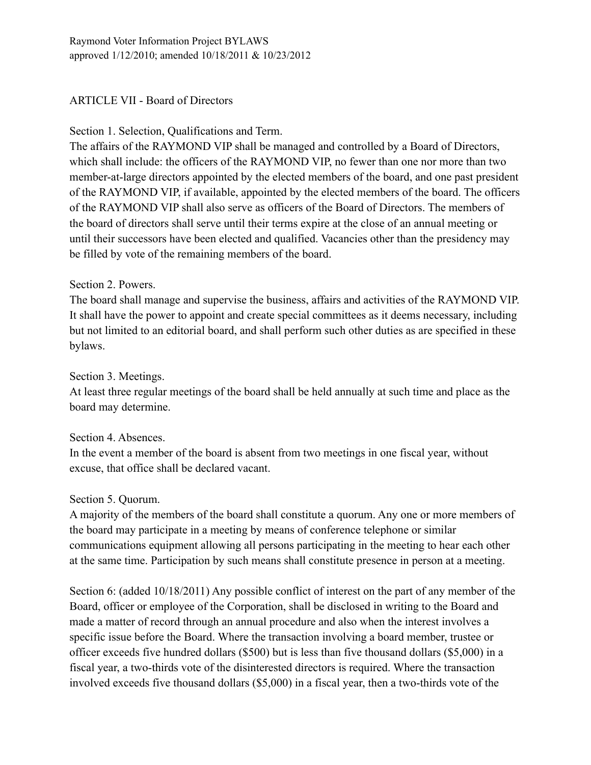Raymond Voter Information Project BYLAWS
approved 1/12/2010; amended 10/18/2011 & 10/23/2012

## ARTICLE VII - Board of Directors

Section 1. Selection, Qualifications and Term.
The affairs of the RAYMOND VIP shall be managed and controlled by a Board of Directors, which shall include: the officers of the RAYMOND VIP, no fewer than one nor more than two member-at-large directors appointed by the elected members of the board, and one past president of the RAYMOND VIP, if available, appointed by the elected members of the board. The officers of the RAYMOND VIP shall also serve as officers of the Board of Directors. The members of the board of directors shall serve until their terms expire at the close of an annual meeting or until their successors have been elected and qualified. Vacancies other than the presidency may be filled by vote of the remaining members of the board.

Section 2. Powers.
The board shall manage and supervise the business, affairs and activities of the RAYMOND VIP. It shall have the power to appoint and create special committees as it deems necessary, including but not limited to an editorial board, and shall perform such other duties as are specified in these bylaws.

Section 3. Meetings.
At least three regular meetings of the board shall be held annually at such time and place as the board may determine.

Section 4. Absences.
In the event a member of the board is absent from two meetings in one fiscal year, without excuse, that office shall be declared vacant.

Section 5. Quorum.
A majority of the members of the board shall constitute a quorum. Any one or more members of the board may participate in a meeting by means of conference telephone or similar communications equipment allowing all persons participating in the meeting to hear each other at the same time. Participation by such means shall constitute presence in person at a meeting.

Section 6: (added 10/18/2011) Any possible conflict of interest on the part of any member of the Board, officer or employee of the Corporation, shall be disclosed in writing to the Board and made a matter of record through an annual procedure and also when the interest involves a specific issue before the Board. Where the transaction involving a board member, trustee or officer exceeds five hundred dollars ($500) but is less than five thousand dollars ($5,000) in a fiscal year, a two-thirds vote of the disinterested directors is required. Where the transaction involved exceeds five thousand dollars ($5,000) in a fiscal year, then a two-thirds vote of the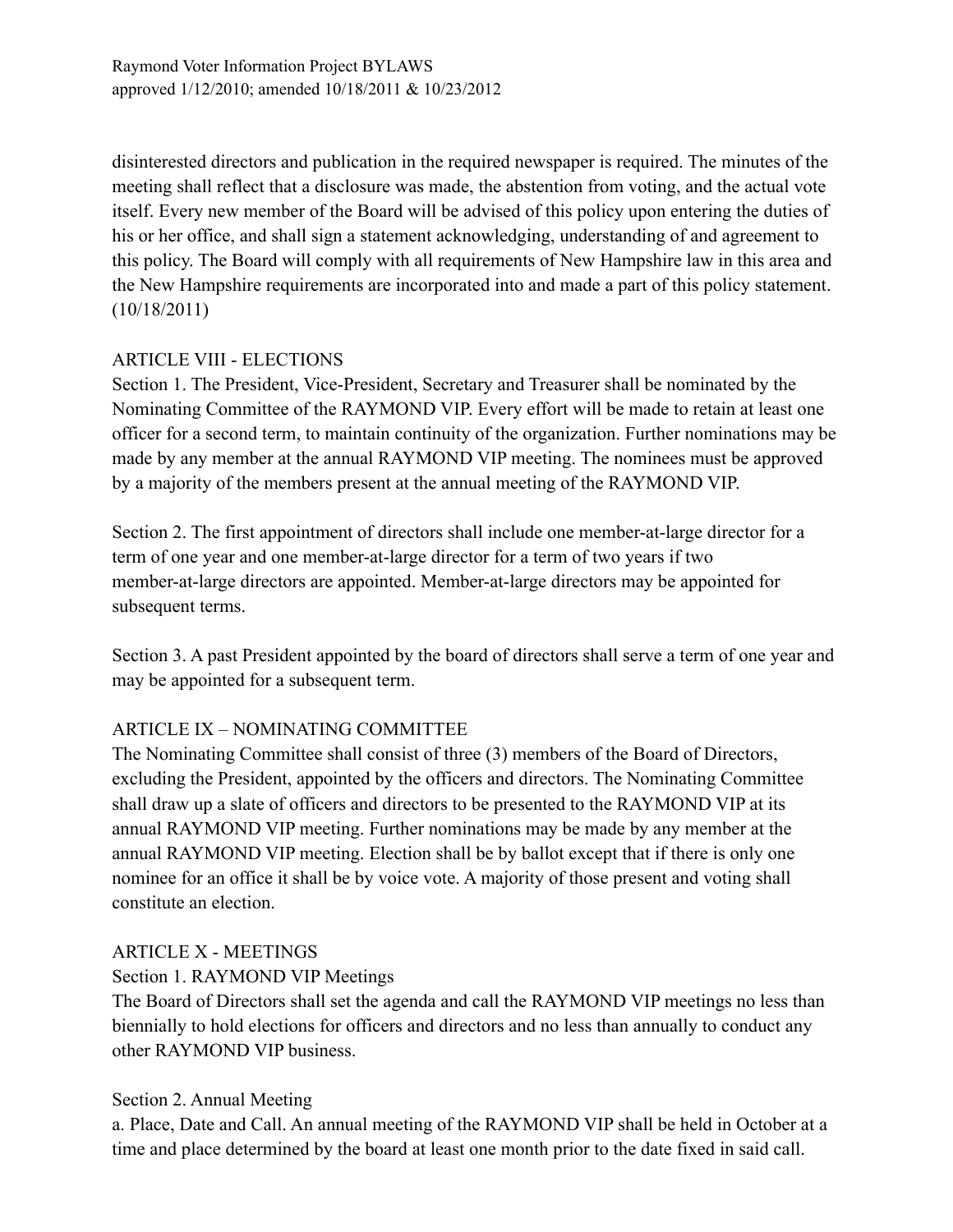disinterested directors and publication in the required newspaper is required. The minutes of the meeting shall reflect that a disclosure was made, the abstention from voting, and the actual vote itself. Every new member of the Board will be advised of this policy upon entering the duties of his or her office, and shall sign a statement acknowledging, understanding of and agreement to this policy. The Board will comply with all requirements of New Hampshire law in this area and the New Hampshire requirements are incorporated into and made a part of this policy statement. (10/18/2011)

## ARTICLE VIII - ELECTIONS

Section 1. The President, Vice-President, Secretary and Treasurer shall be nominated by the Nominating Committee of the RAYMOND VIP. Every effort will be made to retain at least one officer for a second term, to maintain continuity of the organization. Further nominations may be made by any member at the annual RAYMOND VIP meeting. The nominees must be approved by a majority of the members present at the annual meeting of the RAYMOND VIP.

Section 2. The first appointment of directors shall include one member-at-large director for a term of one year and one member-at-large director for a term of two years if two member-at-large directors are appointed. Member-at-large directors may be appointed for subsequent terms.

Section 3. A past President appointed by the board of directors shall serve a term of one year and may be appointed for a subsequent term.

## ARTICLE IX – NOMINATING COMMITTEE

The Nominating Committee shall consist of three (3) members of the Board of Directors, excluding the President, appointed by the officers and directors. The Nominating Committee shall draw up a slate of officers and directors to be presented to the RAYMOND VIP at its annual RAYMOND VIP meeting. Further nominations may be made by any member at the annual RAYMOND VIP meeting. Election shall be by ballot except that if there is only one nominee for an office it shall be by voice vote. A majority of those present and voting shall constitute an election.

## ARTICLE X - MEETINGS

### Section 1. RAYMOND VIP Meetings

The Board of Directors shall set the agenda and call the RAYMOND VIP meetings no less than biennially to hold elections for officers and directors and no less than annually to conduct any other RAYMOND VIP business.

### Section 2. Annual Meeting

a. Place, Date and Call. An annual meeting of the RAYMOND VIP shall be held in October at a time and place determined by the board at least one month prior to the date fixed in said call.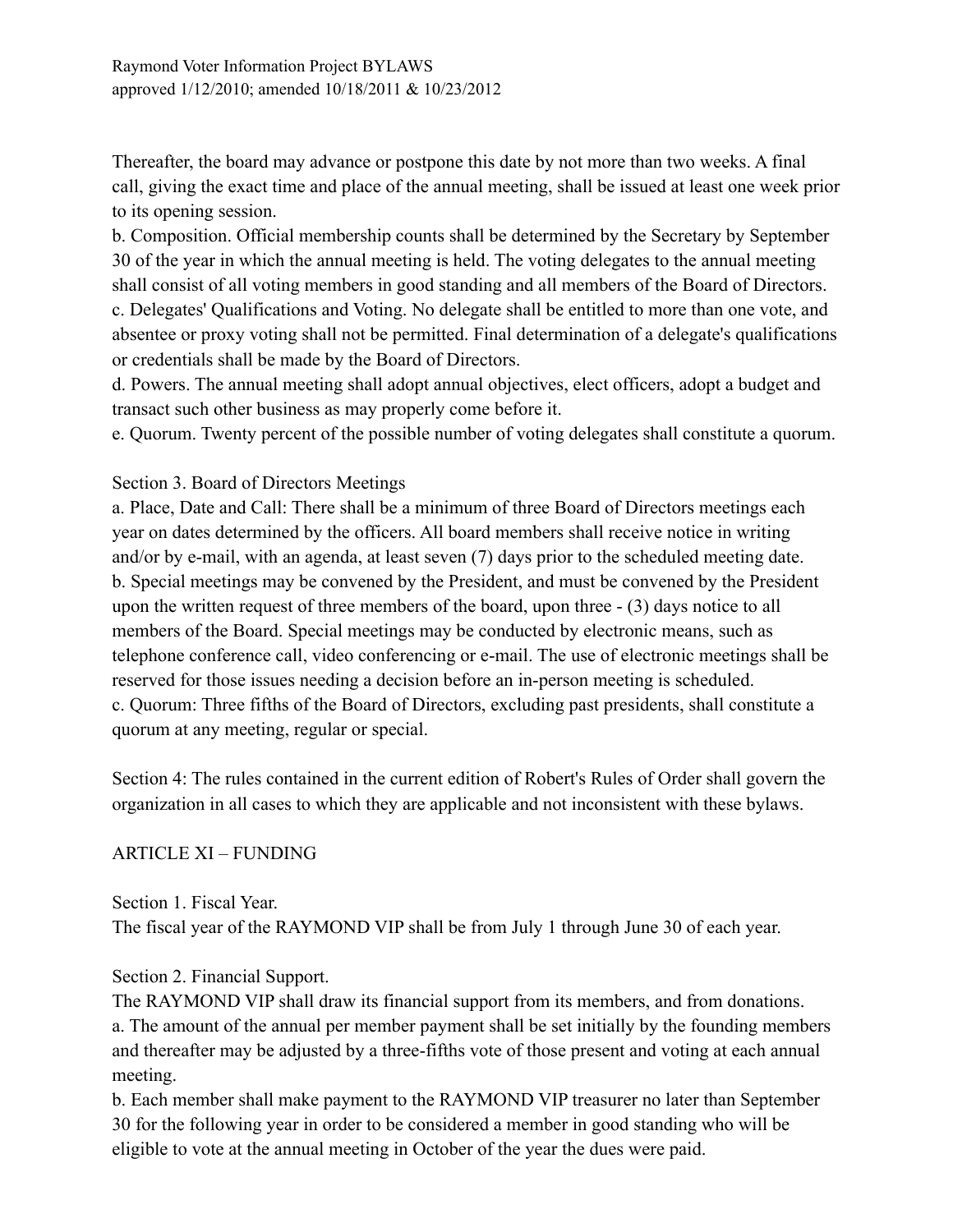Thereafter, the board may advance or postpone this date by not more than two weeks. A final call, giving the exact time and place of the annual meeting, shall be issued at least one week prior to its opening session.

b. Composition. Official membership counts shall be determined by the Secretary by September 30 of the year in which the annual meeting is held. The voting delegates to the annual meeting shall consist of all voting members in good standing and all members of the Board of Directors.

c. Delegates' Qualifications and Voting. No delegate shall be entitled to more than one vote, and absentee or proxy voting shall not be permitted. Final determination of a delegate's qualifications or credentials shall be made by the Board of Directors.

d. Powers. The annual meeting shall adopt annual objectives, elect officers, adopt a budget and transact such other business as may properly come before it.

e. Quorum. Twenty percent of the possible number of voting delegates shall constitute a quorum.

Section 3. Board of Directors Meetings

a. Place, Date and Call: There shall be a minimum of three Board of Directors meetings each year on dates determined by the officers. All board members shall receive notice in writing and/or by e-mail, with an agenda, at least seven (7) days prior to the scheduled meeting date.

b. Special meetings may be convened by the President, and must be convened by the President upon the written request of three members of the board, upon three - (3) days notice to all members of the Board. Special meetings may be conducted by electronic means, such as telephone conference call, video conferencing or e-mail. The use of electronic meetings shall be reserved for those issues needing a decision before an in-person meeting is scheduled.

c. Quorum: Three fifths of the Board of Directors, excluding past presidents, shall constitute a quorum at any meeting, regular or special.

Section 4: The rules contained in the current edition of Robert's Rules of Order shall govern the organization in all cases to which they are applicable and not inconsistent with these bylaws.

## ARTICLE XI – FUNDING

Section 1. Fiscal Year.

The fiscal year of the RAYMOND VIP shall be from July 1 through June 30 of each year.

Section 2. Financial Support.

The RAYMOND VIP shall draw its financial support from its members, and from donations.

a. The amount of the annual per member payment shall be set initially by the founding members and thereafter may be adjusted by a three-fifths vote of those present and voting at each annual meeting.

b. Each member shall make payment to the RAYMOND VIP treasurer no later than September 30 for the following year in order to be considered a member in good standing who will be eligible to vote at the annual meeting in October of the year the dues were paid.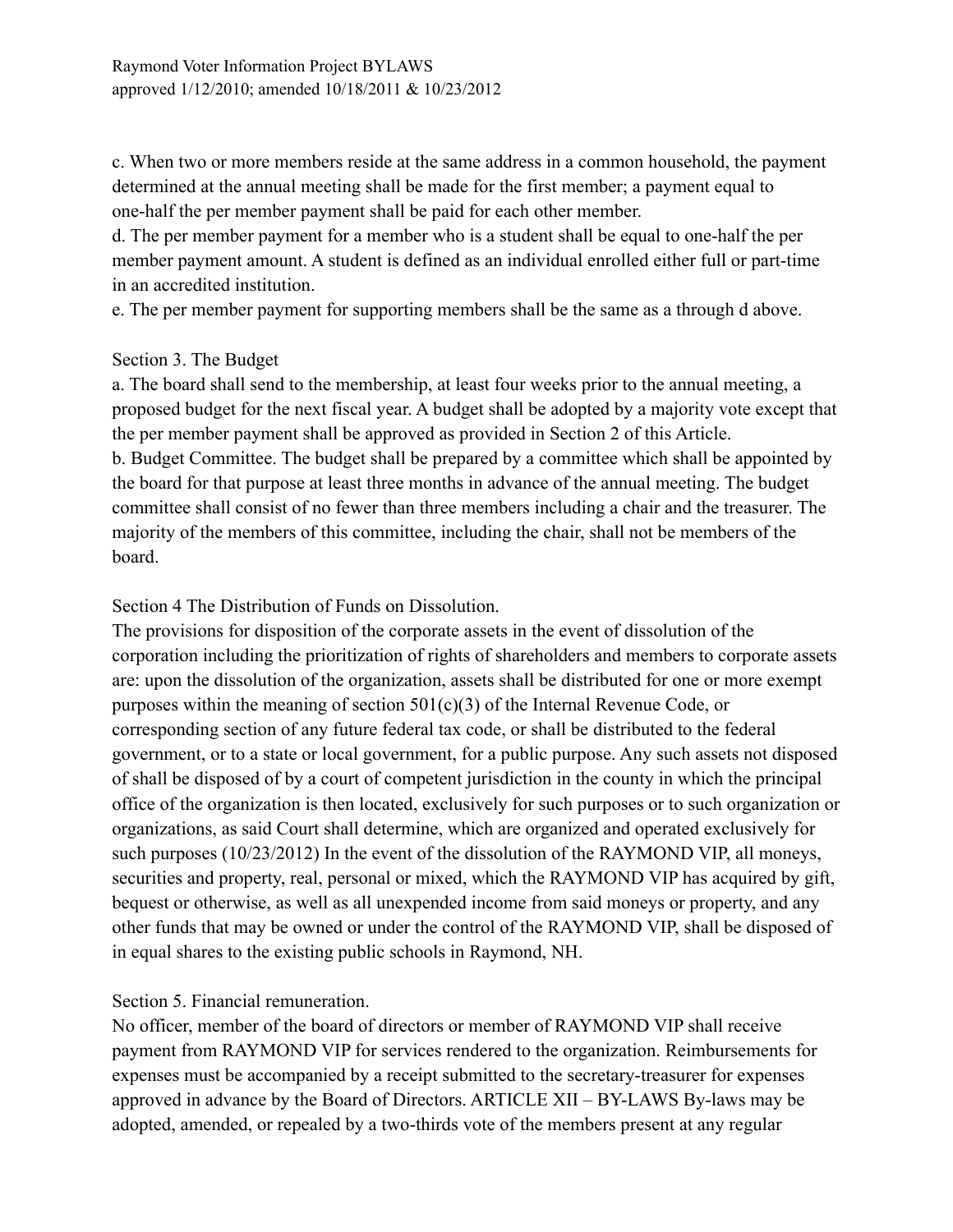c. When two or more members reside at the same address in a common household, the payment determined at the annual meeting shall be made for the first member; a payment equal to one-half the per member payment shall be paid for each other member.
d. The per member payment for a member who is a student shall be equal to one-half the per member payment amount. A student is defined as an individual enrolled either full or part-time in an accredited institution.
e. The per member payment for supporting members shall be the same as a through d above.

Section 3. The Budget

a. The board shall send to the membership, at least four weeks prior to the annual meeting, a proposed budget for the next fiscal year. A budget shall be adopted by a majority vote except that the per member payment shall be approved as provided in Section 2 of this Article.
b. Budget Committee. The budget shall be prepared by a committee which shall be appointed by the board for that purpose at least three months in advance of the annual meeting. The budget committee shall consist of no fewer than three members including a chair and the treasurer. The majority of the members of this committee, including the chair, shall not be members of the board.

Section 4 The Distribution of Funds on Dissolution.

The provisions for disposition of the corporate assets in the event of dissolution of the corporation including the prioritization of rights of shareholders and members to corporate assets are: upon the dissolution of the organization, assets shall be distributed for one or more exempt purposes within the meaning of section 501(c)(3) of the Internal Revenue Code, or corresponding section of any future federal tax code, or shall be distributed to the federal government, or to a state or local government, for a public purpose. Any such assets not disposed of shall be disposed of by a court of competent jurisdiction in the county in which the principal office of the organization is then located, exclusively for such purposes or to such organization or organizations, as said Court shall determine, which are organized and operated exclusively for such purposes (10/23/2012) In the event of the dissolution of the RAYMOND VIP, all moneys, securities and property, real, personal or mixed, which the RAYMOND VIP has acquired by gift, bequest or otherwise, as well as all unexpended income from said moneys or property, and any other funds that may be owned or under the control of the RAYMOND VIP, shall be disposed of in equal shares to the existing public schools in Raymond, NH.

Section 5. Financial remuneration.

No officer, member of the board of directors or member of RAYMOND VIP shall receive payment from RAYMOND VIP for services rendered to the organization. Reimbursements for expenses must be accompanied by a receipt submitted to the secretary-treasurer for expenses approved in advance by the Board of Directors. ARTICLE XII – BY-LAWS By-laws may be adopted, amended, or repealed by a two-thirds vote of the members present at any regular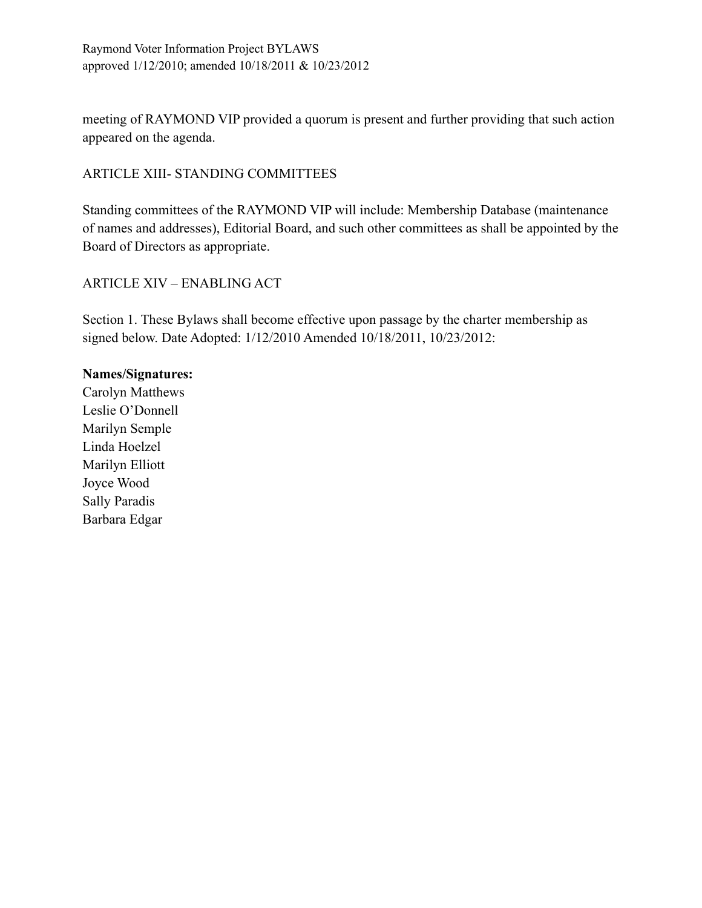meeting of RAYMOND VIP provided a quorum is present and further providing that such action appeared on the agenda.

## ARTICLE XIII- STANDING COMMITTEES

Standing committees of the RAYMOND VIP will include: Membership Database (maintenance of names and addresses), Editorial Board, and such other committees as shall be appointed by the Board of Directors as appropriate.

## ARTICLE XIV – ENABLING ACT

Section 1. These Bylaws shall become effective upon passage by the charter membership as signed below. Date Adopted: 1/12/2010 Amended 10/18/2011, 10/23/2012:

**Names/Signatures:**
Carolyn Matthews
Leslie O'Donnell
Marilyn Semple
Linda Hoelzel
Marilyn Elliott
Joyce Wood
Sally Paradis
Barbara Edgar